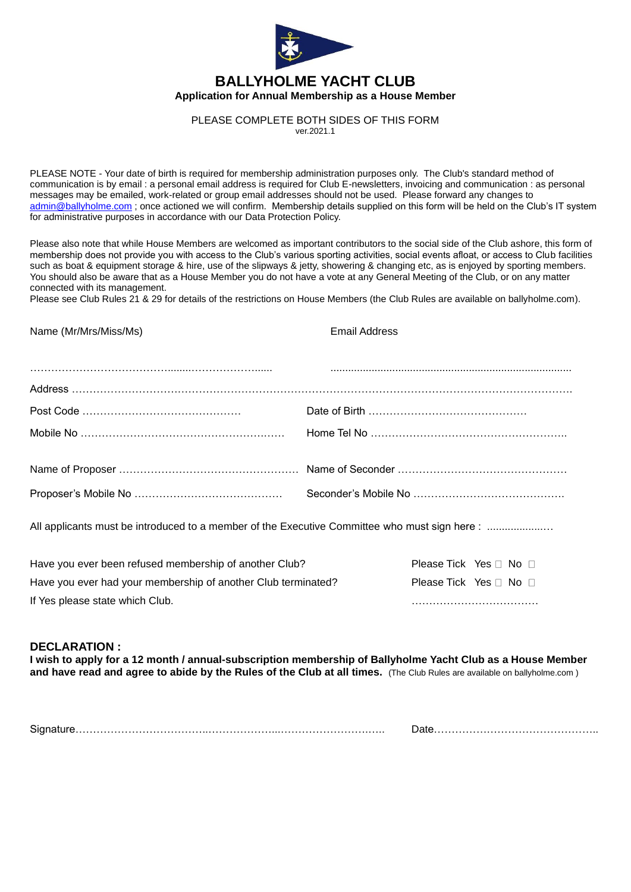# BALLYHOLME YACHT CLUB

**Application for Annual Membership as a House Member**

PLEASE COMPLETE BOTH SIDES OF THIS FORM
ver.2021.1

PLEASE NOTE - Your date of birth is required for membership administration purposes only. The Club's standard method of communication is by email : a personal email address is required for Club E-newsletters, invoicing and communication : as personal messages may be emailed, work-related or group email addresses should not be used. Please forward any changes to admin@ballyholme.com ; once actioned we will confirm. Membership details supplied on this form will be held on the Club's IT system for administrative purposes in accordance with our Data Protection Policy.

Please also note that while House Members are welcomed as important contributors to the social side of the Club ashore, this form of membership does not provide you with access to the Club's various sporting activities, social events afloat, or access to Club facilities such as boat & equipment storage & hire, use of the slipways & jetty, showering & changing etc, as is enjoyed by sporting members. You should also be aware that as a House Member you do not have a vote at any General Meeting of the Club, or on any matter connected with its management.
Please see Club Rules 21 & 29 for details of the restrictions on House Members (the Club Rules are available on ballyholme.com).

Name (Mr/Mrs/Miss/Ms) ……………………………………………………… Email Address ………………………………………………………………

Address …………………………………………………………………………………………………………………………………

Post Code ……………………………………… Date of Birth ………………………………………

Mobile No ……………………………………………… Home Tel No ………………………………………………

Name of Proposer ……………………………………………… Name of Seconder ……………………………………………

Proposer's Mobile No …………………………………… Seconder's Mobile No ……………………………………

All applicants must be introduced to a member of the Executive Committee who must sign here : ....................…

Have you ever been refused membership of another Club? Please Tick Yes ☐ No ☐

Have you ever had your membership of another Club terminated? Please Tick Yes ☐ No ☐

If Yes please state which Club. ………………………………

**DECLARATION :**

**I wish to apply for a 12 month / annual-subscription membership of Ballyholme Yacht Club as a House Member and have read and agree to abide by the Rules of the Club at all times.** (The Club Rules are available on ballyholme.com )

Signature………………………………………………………………………… Date………………………………………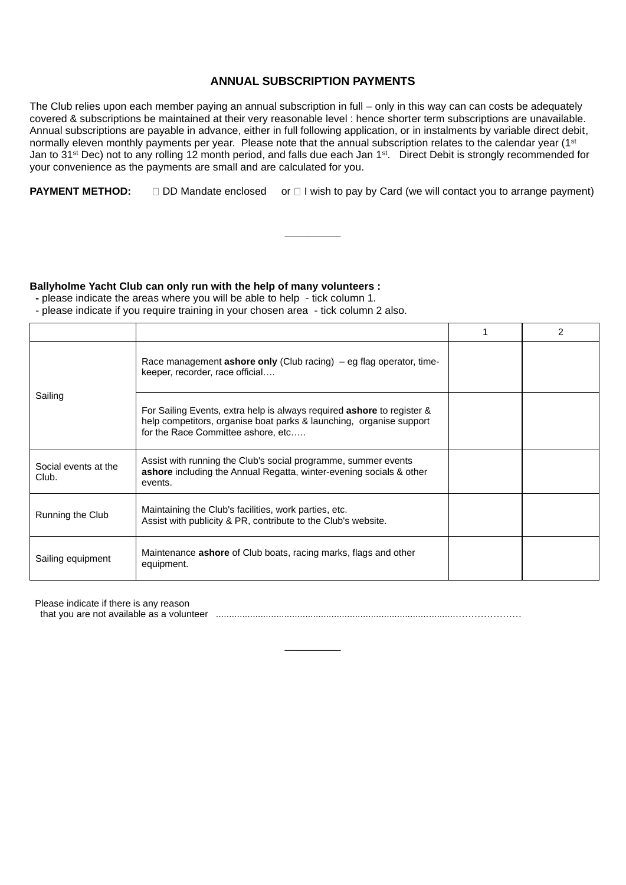## ANNUAL SUBSCRIPTION PAYMENTS

The Club relies upon each member paying an annual subscription in full – only in this way can can costs be adequately covered & subscriptions be maintained at their very reasonable level : hence shorter term subscriptions are unavailable. Annual subscriptions are payable in advance, either in full following application, or in instalments by variable direct debit, normally eleven monthly payments per year. Please note that the annual subscription relates to the calendar year (1st Jan to 31st Dec) not to any rolling 12 month period, and falls due each Jan 1st. Direct Debit is strongly recommended for your convenience as the payments are small and are calculated for you.

**PAYMENT METHOD:** ☐ DD Mandate enclosed or ☐ I wish to pay by Card (we will contact you to arrange payment)

---

**Ballyholme Yacht Club can only run with the help of many volunteers :**

- please indicate the areas where you will be able to help - tick column 1.
- please indicate if you require training in your chosen area - tick column 2 also.

| | | 1 | 2 |
|---|---|---|---|
| Sailing | Race management **ashore only** (Club racing) – eg flag operator, time-keeper, recorder, race official…. | | |
| | For Sailing Events, extra help is always required **ashore** to register & help competitors, organise boat parks & launching, organise support for the Race Committee ashore, etc….. | | |
| Social events at the Club. | Assist with running the Club's social programme, summer events **ashore** including the Annual Regatta, winter-evening socials & other events. | | |
| Running the Club | Maintaining the Club's facilities, work parties, etc. Assist with publicity & PR, contribute to the Club's website. | | |
| Sailing equipment | Maintenance **ashore** of Club boats, racing marks, flags and other equipment. | | |

Please indicate if there is any reason that you are not available as a volunteer ..............................................................................................……………………

---